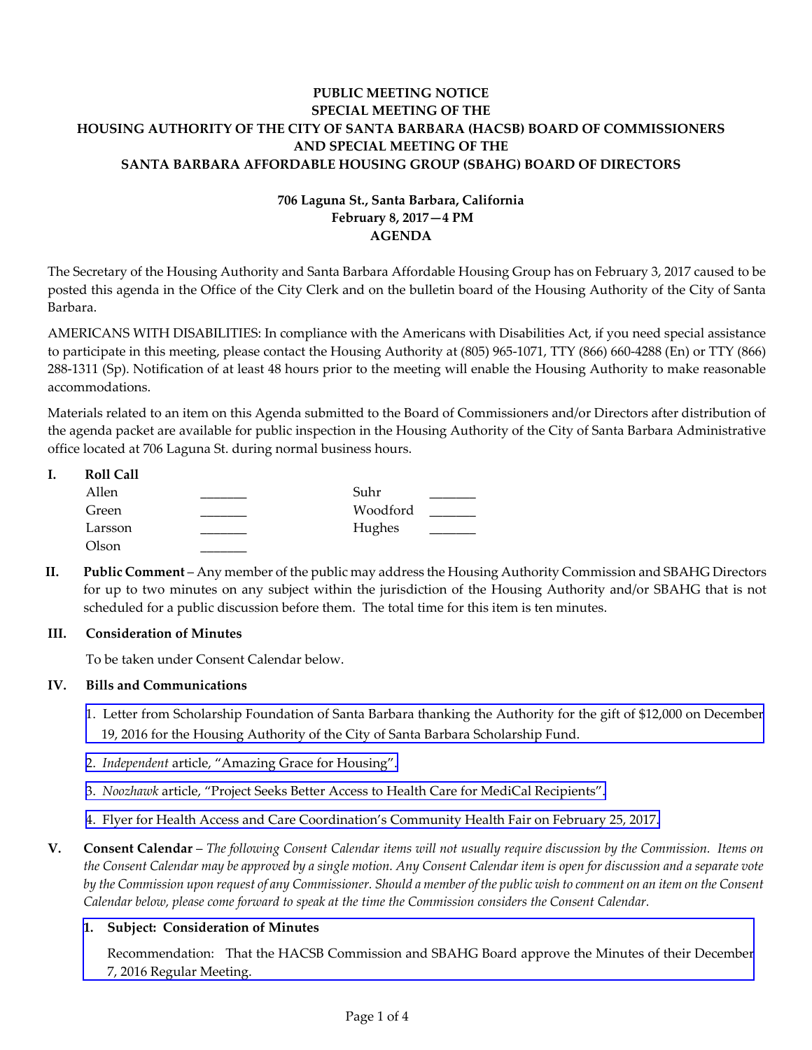**PUBLIC MEETING NOTICE**
**SPECIAL MEETING OF THE**
**HOUSING AUTHORITY OF THE CITY OF SANTA BARBARA (HACSB) BOARD OF COMMISSIONERS**
**AND SPECIAL MEETING OF THE**
**SANTA BARBARA AFFORDABLE HOUSING GROUP (SBAHG) BOARD OF DIRECTORS**

**706 Laguna St., Santa Barbara, California**
**February 8, 2017—4 PM**
**AGENDA**

The Secretary of the Housing Authority and Santa Barbara Affordable Housing Group has on February 3, 2017 caused to be posted this agenda in the Office of the City Clerk and on the bulletin board of the Housing Authority of the City of Santa Barbara.

AMERICANS WITH DISABILITIES: In compliance with the Americans with Disabilities Act, if you need special assistance to participate in this meeting, please contact the Housing Authority at (805) 965-1071, TTY (866) 660-4288 (En) or TTY (866) 288-1311 (Sp). Notification of at least 48 hours prior to the meeting will enable the Housing Authority to make reasonable accommodations.

Materials related to an item on this Agenda submitted to the Board of Commissioners and/or Directors after distribution of the agenda packet are available for public inspection in the Housing Authority of the City of Santa Barbara Administrative office located at 706 Laguna St. during normal business hours.

**I. Roll Call**

| | | | |
|---|---|---|---|
| Allen | _______ | Suhr | _______ |
| Green | _______ | Woodford | _______ |
| Larsson | _______ | Hughes | _______ |
| Olson | _______ | | |

**II. Public Comment** – Any member of the public may address the Housing Authority Commission and SBAHG Directors for up to two minutes on any subject within the jurisdiction of the Housing Authority and/or SBAHG that is not scheduled for a public discussion before them. The total time for this item is ten minutes.

**III. Consideration of Minutes**

To be taken under Consent Calendar below.

**IV. Bills and Communications**

1. Letter from Scholarship Foundation of Santa Barbara thanking the Authority for the gift of $12,000 on December 19, 2016 for the Housing Authority of the City of Santa Barbara Scholarship Fund.

2. *Independent* article, "Amazing Grace for Housing".

3. *Noozhawk* article, "Project Seeks Better Access to Health Care for MediCal Recipients".

4. Flyer for Health Access and Care Coordination's Community Health Fair on February 25, 2017.

**V. Consent Calendar** – *The following Consent Calendar items will not usually require discussion by the Commission. Items on the Consent Calendar may be approved by a single motion. Any Consent Calendar item is open for discussion and a separate vote by the Commission upon request of any Commissioner. Should a member of the public wish to comment on an item on the Consent Calendar below, please come forward to speak at the time the Commission considers the Consent Calendar.*

**1. Subject: Consideration of Minutes**

Recommendation: That the HACSB Commission and SBAHG Board approve the Minutes of their December 7, 2016 Regular Meeting.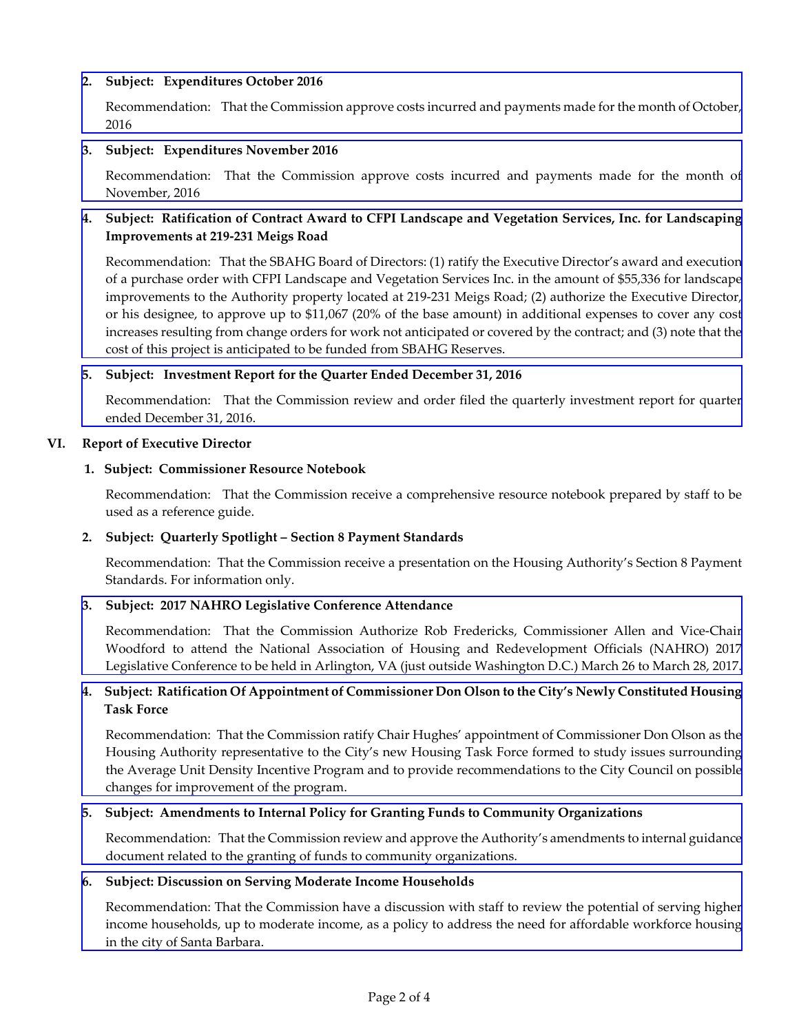**2. Subject: Expenditures October 2016**

Recommendation: That the Commission approve costs incurred and payments made for the month of October, 2016

**3. Subject: Expenditures November 2016**

Recommendation: That the Commission approve costs incurred and payments made for the month of November, 2016

**4. Subject: Ratification of Contract Award to CFPI Landscape and Vegetation Services, Inc. for Landscaping Improvements at 219-231 Meigs Road**

Recommendation: That the SBAHG Board of Directors: (1) ratify the Executive Director's award and execution of a purchase order with CFPI Landscape and Vegetation Services Inc. in the amount of $55,336 for landscape improvements to the Authority property located at 219-231 Meigs Road; (2) authorize the Executive Director, or his designee, to approve up to $11,067 (20% of the base amount) in additional expenses to cover any cost increases resulting from change orders for work not anticipated or covered by the contract; and (3) note that the cost of this project is anticipated to be funded from SBAHG Reserves.

**5. Subject: Investment Report for the Quarter Ended December 31, 2016**

Recommendation: That the Commission review and order filed the quarterly investment report for quarter ended December 31, 2016.

## VI. Report of Executive Director

**1. Subject: Commissioner Resource Notebook**

Recommendation: That the Commission receive a comprehensive resource notebook prepared by staff to be used as a reference guide.

**2. Subject: Quarterly Spotlight – Section 8 Payment Standards**

Recommendation: That the Commission receive a presentation on the Housing Authority's Section 8 Payment Standards. For information only.

**3. Subject: 2017 NAHRO Legislative Conference Attendance**

Recommendation: That the Commission Authorize Rob Fredericks, Commissioner Allen and Vice-Chair Woodford to attend the National Association of Housing and Redevelopment Officials (NAHRO) 2017 Legislative Conference to be held in Arlington, VA (just outside Washington D.C.) March 26 to March 28, 2017.

**4. Subject: Ratification Of Appointment of Commissioner Don Olson to the City's Newly Constituted Housing Task Force**

Recommendation: That the Commission ratify Chair Hughes' appointment of Commissioner Don Olson as the Housing Authority representative to the City's new Housing Task Force formed to study issues surrounding the Average Unit Density Incentive Program and to provide recommendations to the City Council on possible changes for improvement of the program.

**5. Subject: Amendments to Internal Policy for Granting Funds to Community Organizations**

Recommendation: That the Commission review and approve the Authority's amendments to internal guidance document related to the granting of funds to community organizations.

**6. Subject: Discussion on Serving Moderate Income Households**

Recommendation: That the Commission have a discussion with staff to review the potential of serving higher income households, up to moderate income, as a policy to address the need for affordable workforce housing in the city of Santa Barbara.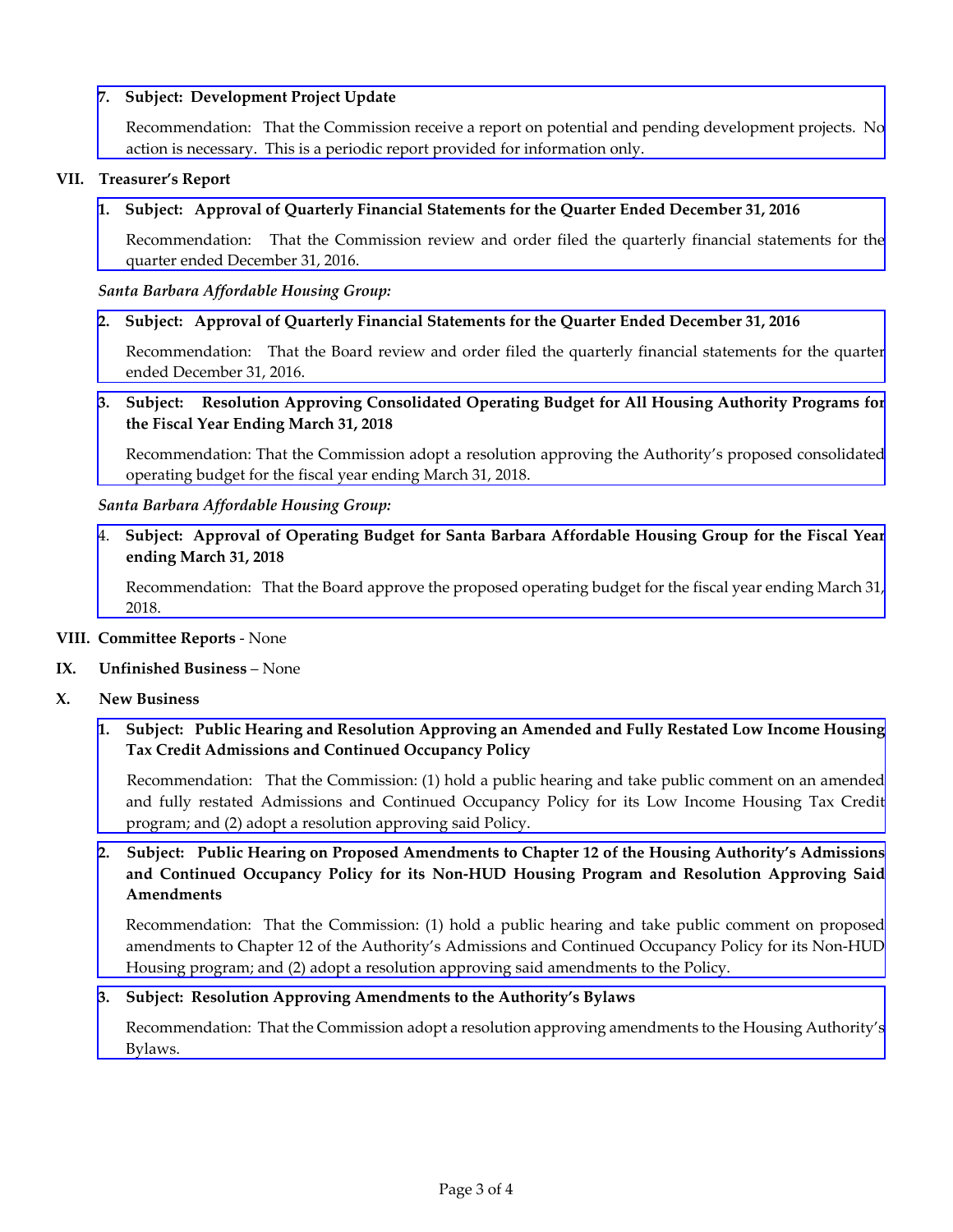7. **Subject: Development Project Update**

   Recommendation: That the Commission receive a report on potential and pending development projects. No action is necessary. This is a periodic report provided for information only.

## VII. Treasurer's Report

1. **Subject: Approval of Quarterly Financial Statements for the Quarter Ended December 31, 2016**

   Recommendation: That the Commission review and order filed the quarterly financial statements for the quarter ended December 31, 2016.

*Santa Barbara Affordable Housing Group:*

2. **Subject: Approval of Quarterly Financial Statements for the Quarter Ended December 31, 2016**

   Recommendation: That the Board review and order filed the quarterly financial statements for the quarter ended December 31, 2016.

3. **Subject: Resolution Approving Consolidated Operating Budget for All Housing Authority Programs for the Fiscal Year Ending March 31, 2018**

   Recommendation: That the Commission adopt a resolution approving the Authority's proposed consolidated operating budget for the fiscal year ending March 31, 2018.

*Santa Barbara Affordable Housing Group:*

4. **Subject: Approval of Operating Budget for Santa Barbara Affordable Housing Group for the Fiscal Year ending March 31, 2018**

   Recommendation: That the Board approve the proposed operating budget for the fiscal year ending March 31, 2018.

## VIII. Committee Reports - None

## IX. Unfinished Business – None

## X. New Business

1. **Subject: Public Hearing and Resolution Approving an Amended and Fully Restated Low Income Housing Tax Credit Admissions and Continued Occupancy Policy**

   Recommendation: That the Commission: (1) hold a public hearing and take public comment on an amended and fully restated Admissions and Continued Occupancy Policy for its Low Income Housing Tax Credit program; and (2) adopt a resolution approving said Policy.

2. **Subject: Public Hearing on Proposed Amendments to Chapter 12 of the Housing Authority's Admissions and Continued Occupancy Policy for its Non-HUD Housing Program and Resolution Approving Said Amendments**

   Recommendation: That the Commission: (1) hold a public hearing and take public comment on proposed amendments to Chapter 12 of the Authority's Admissions and Continued Occupancy Policy for its Non-HUD Housing program; and (2) adopt a resolution approving said amendments to the Policy.

3. **Subject: Resolution Approving Amendments to the Authority's Bylaws**

   Recommendation: That the Commission adopt a resolution approving amendments to the Housing Authority's Bylaws.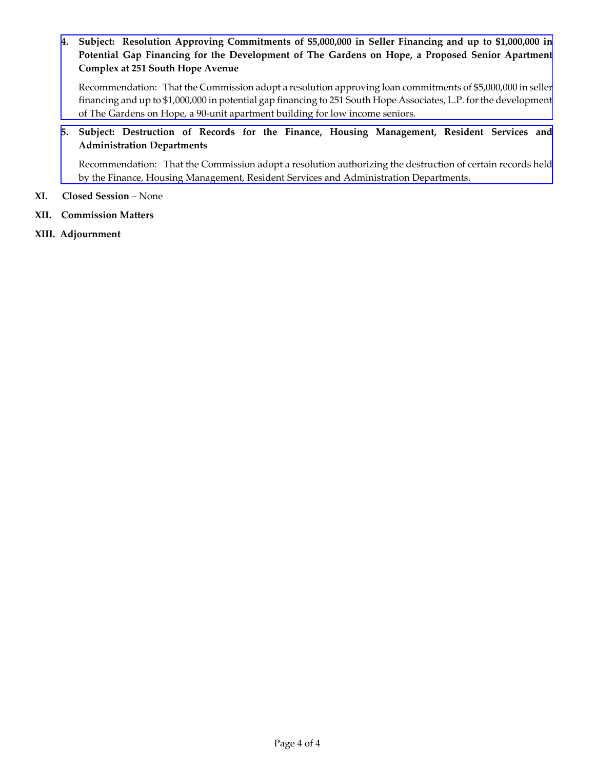4. **Subject: Resolution Approving Commitments of $5,000,000 in Seller Financing and up to $1,000,000 in Potential Gap Financing for the Development of The Gardens on Hope, a Proposed Senior Apartment Complex at 251 South Hope Avenue**

   Recommendation: That the Commission adopt a resolution approving loan commitments of $5,000,000 in seller financing and up to $1,000,000 in potential gap financing to 251 South Hope Associates, L.P. for the development of The Gardens on Hope, a 90-unit apartment building for low income seniors.

5. **Subject: Destruction of Records for the Finance, Housing Management, Resident Services and Administration Departments**

   Recommendation: That the Commission adopt a resolution authorizing the destruction of certain records held by the Finance, Housing Management, Resident Services and Administration Departments.

**XI. Closed Session** – None

**XII. Commission Matters**

**XIII. Adjournment**